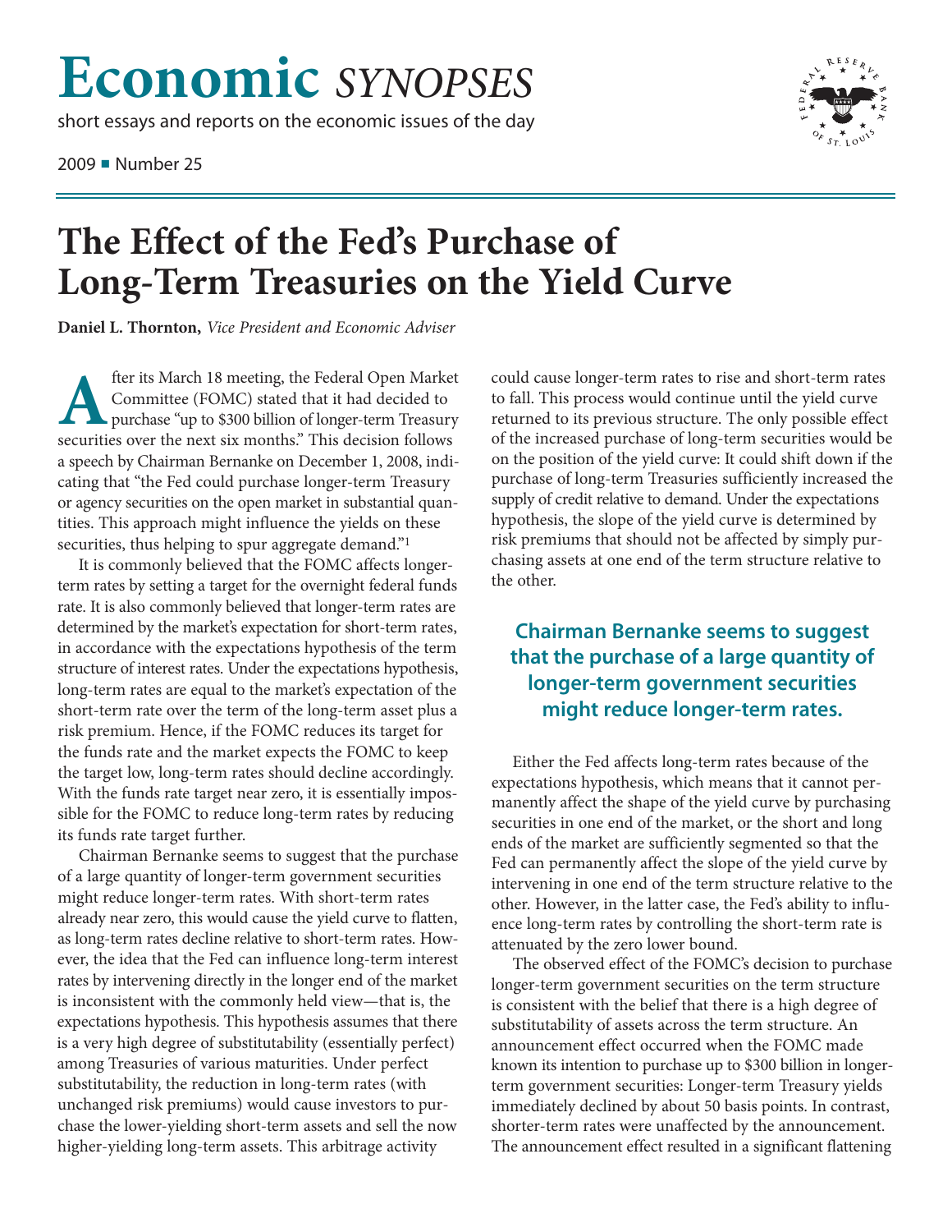# Economic *SYNOPSES*

short essays and reports on the economic issues of the day

2009 ■ Number 25

# The Effect of the Fed's Purchase of Long-Term Treasuries on the Yield Curve

**Daniel L. Thornton,** *Vice President and Economic Adviser*

After its March 18 meeting, the Federal Open Market Committee (FOMC) stated that it had decided to purchase "up to $300 billion of longer-term Treasury securities over the next six months." This decision follows a speech by Chairman Bernanke on December 1, 2008, indicating that "the Fed could purchase longer-term Treasury or agency securities on the open market in substantial quantities. This approach might influence the yields on these securities, thus helping to spur aggregate demand."[1]

It is commonly believed that the FOMC affects longer-term rates by setting a target for the overnight federal funds rate. It is also commonly believed that longer-term rates are determined by the market's expectation for short-term rates, in accordance with the expectations hypothesis of the term structure of interest rates. Under the expectations hypothesis, long-term rates are equal to the market's expectation of the short-term rate over the term of the long-term asset plus a risk premium. Hence, if the FOMC reduces its target for the funds rate and the market expects the FOMC to keep the target low, long-term rates should decline accordingly. With the funds rate target near zero, it is essentially impossible for the FOMC to reduce long-term rates by reducing its funds rate target further.

Chairman Bernanke seems to suggest that the purchase of a large quantity of longer-term government securities might reduce longer-term rates. With short-term rates already near zero, this would cause the yield curve to flatten, as long-term rates decline relative to short-term rates. However, the idea that the Fed can influence long-term interest rates by intervening directly in the longer end of the market is inconsistent with the commonly held view—that is, the expectations hypothesis. This hypothesis assumes that there is a very high degree of substitutability (essentially perfect) among Treasuries of various maturities. Under perfect substitutability, the reduction in long-term rates (with unchanged risk premiums) would cause investors to purchase the lower-yielding short-term assets and sell the now higher-yielding long-term assets. This arbitrage activity could cause longer-term rates to rise and short-term rates to fall. This process would continue until the yield curve returned to its previous structure. The only possible effect of the increased purchase of long-term securities would be on the position of the yield curve: It could shift down if the purchase of long-term Treasuries sufficiently increased the supply of credit relative to demand. Under the expectations hypothesis, the slope of the yield curve is determined by risk premiums that should not be affected by simply purchasing assets at one end of the term structure relative to the other.

**Chairman Bernanke seems to suggest that the purchase of a large quantity of longer-term government securities might reduce longer-term rates.**

Either the Fed affects long-term rates because of the expectations hypothesis, which means that it cannot permanently affect the shape of the yield curve by purchasing securities in one end of the market, or the short and long ends of the market are sufficiently segmented so that the Fed can permanently affect the slope of the yield curve by intervening in one end of the term structure relative to the other. However, in the latter case, the Fed's ability to influence long-term rates by controlling the short-term rate is attenuated by the zero lower bound.

The observed effect of the FOMC's decision to purchase longer-term government securities on the term structure is consistent with the belief that there is a high degree of substitutability of assets across the term structure. An announcement effect occurred when the FOMC made known its intention to purchase up to $300 billion in longer-term government securities: Longer-term Treasury yields immediately declined by about 50 basis points. In contrast, shorter-term rates were unaffected by the announcement. The announcement effect resulted in a significant flattening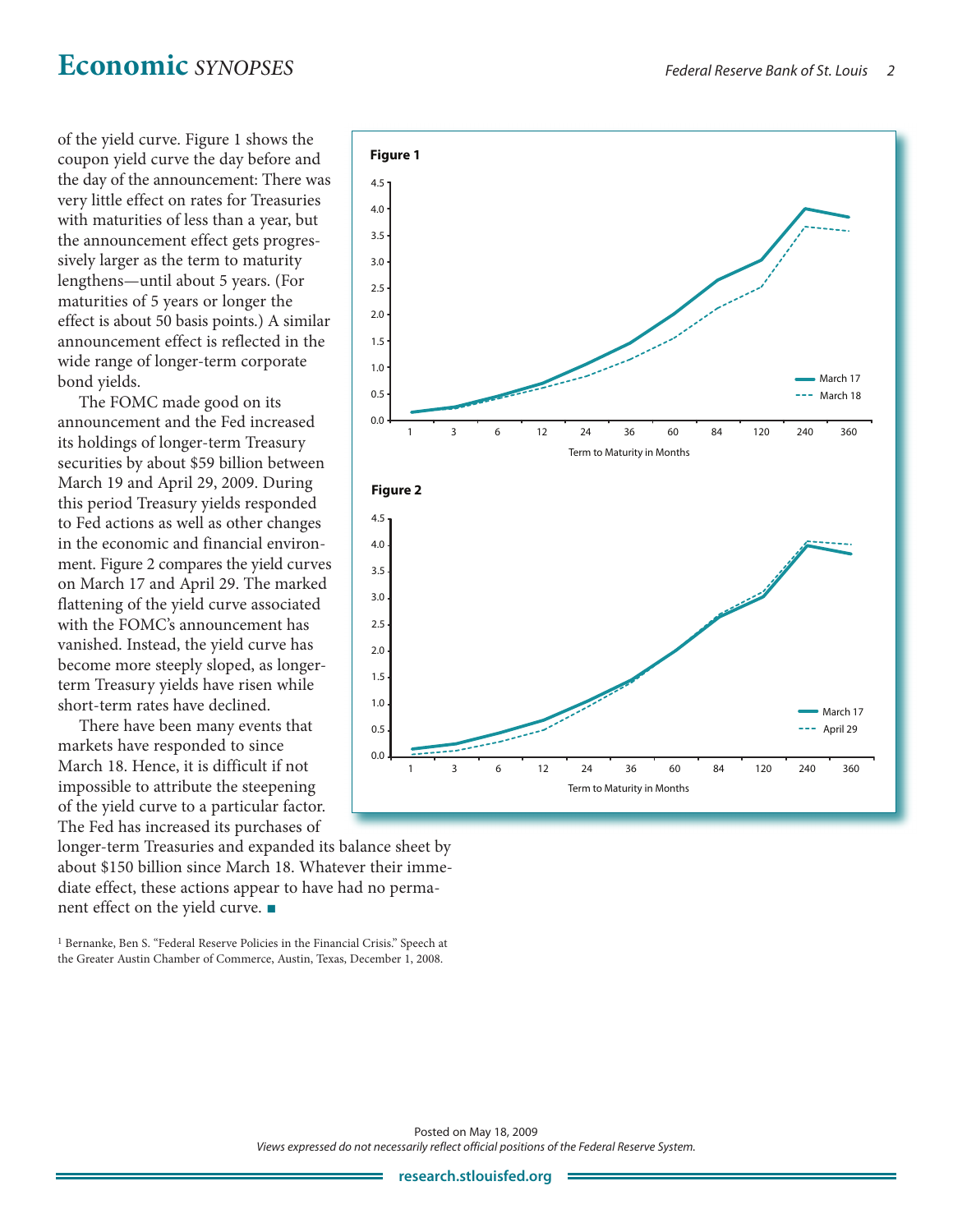of the yield curve. Figure 1 shows the coupon yield curve the day before and the day of the announcement: There was very little effect on rates for Treasuries with maturities of less than a year, but the announcement effect gets progressively larger as the term to maturity lengthens—until about 5 years. (For maturities of 5 years or longer the effect is about 50 basis points.) A similar announcement effect is reflected in the wide range of longer-term corporate bond yields.

The FOMC made good on its announcement and the Fed increased its holdings of longer-term Treasury securities by about $59 billion between March 19 and April 29, 2009. During this period Treasury yields responded to Fed actions as well as other changes in the economic and financial environment. Figure 2 compares the yield curves on March 17 and April 29. The marked flattening of the yield curve associated with the FOMC's announcement has vanished. Instead, the yield curve has become more steeply sloped, as longer-term Treasury yields have risen while short-term rates have declined.

There have been many events that markets have responded to since March 18. Hence, it is difficult if not impossible to attribute the steepening of the yield curve to a particular factor. The Fed has increased its purchases of longer-term Treasuries and expanded its balance sheet by about $150 billion since March 18. Whatever their immediate effect, these actions appear to have had no permanent effect on the yield curve. ■

**Figure 1**

4.5
4.0
3.5
3.0
2.5
2.0
1.5
1.0
0.5
0.0

1 3 6 12 24 36 60 84 120 240 360

Term to Maturity in Months

March 17
March 18

**Figure 2**

4.5
4.0
3.5
3.0
2.5
2.0
1.5
1.0
0.5
0.0

1 3 6 12 24 36 60 84 120 240 360

Term to Maturity in Months

March 17
April 29

[1] Bernanke, Ben S. "Federal Reserve Policies in the Financial Crisis." Speech at the Greater Austin Chamber of Commerce, Austin, Texas, December 1, 2008.

Posted on May 18, 2009

*Views expressed do not necessarily reflect official positions of the Federal Reserve System.*